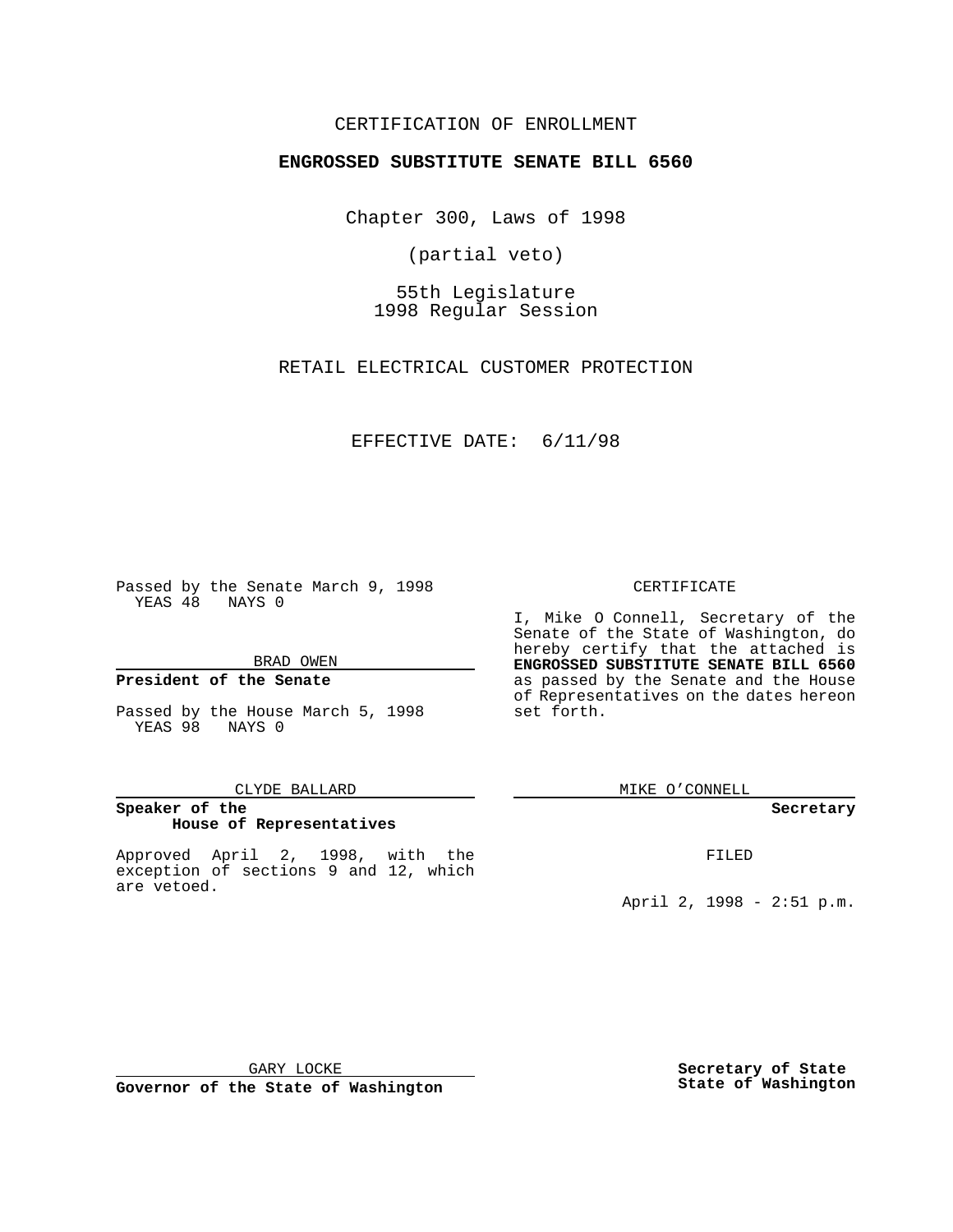CERTIFICATION OF ENROLLMENT

**ENGROSSED SUBSTITUTE SENATE BILL 6560**

Chapter 300, Laws of 1998

(partial veto)

55th Legislature
1998 Regular Session

RETAIL ELECTRICAL CUSTOMER PROTECTION

EFFECTIVE DATE: 6/11/98

Passed by the Senate March 9, 1998
YEAS 48 NAYS 0

BRAD OWEN

**President of the Senate**

Passed by the House March 5, 1998
YEAS 98 NAYS 0

CLYDE BALLARD

**Speaker of the House of Representatives**

Approved April 2, 1998, with the exception of sections 9 and 12, which are vetoed.

GARY LOCKE

**Governor of the State of Washington**

CERTIFICATE

I, Mike O Connell, Secretary of the Senate of the State of Washington, do hereby certify that the attached is **ENGROSSED SUBSTITUTE SENATE BILL 6560** as passed by the Senate and the House of Representatives on the dates hereon set forth.

MIKE O'CONNELL

**Secretary**

FILED

April 2, 1998 - 2:51 p.m.

**Secretary of State State of Washington**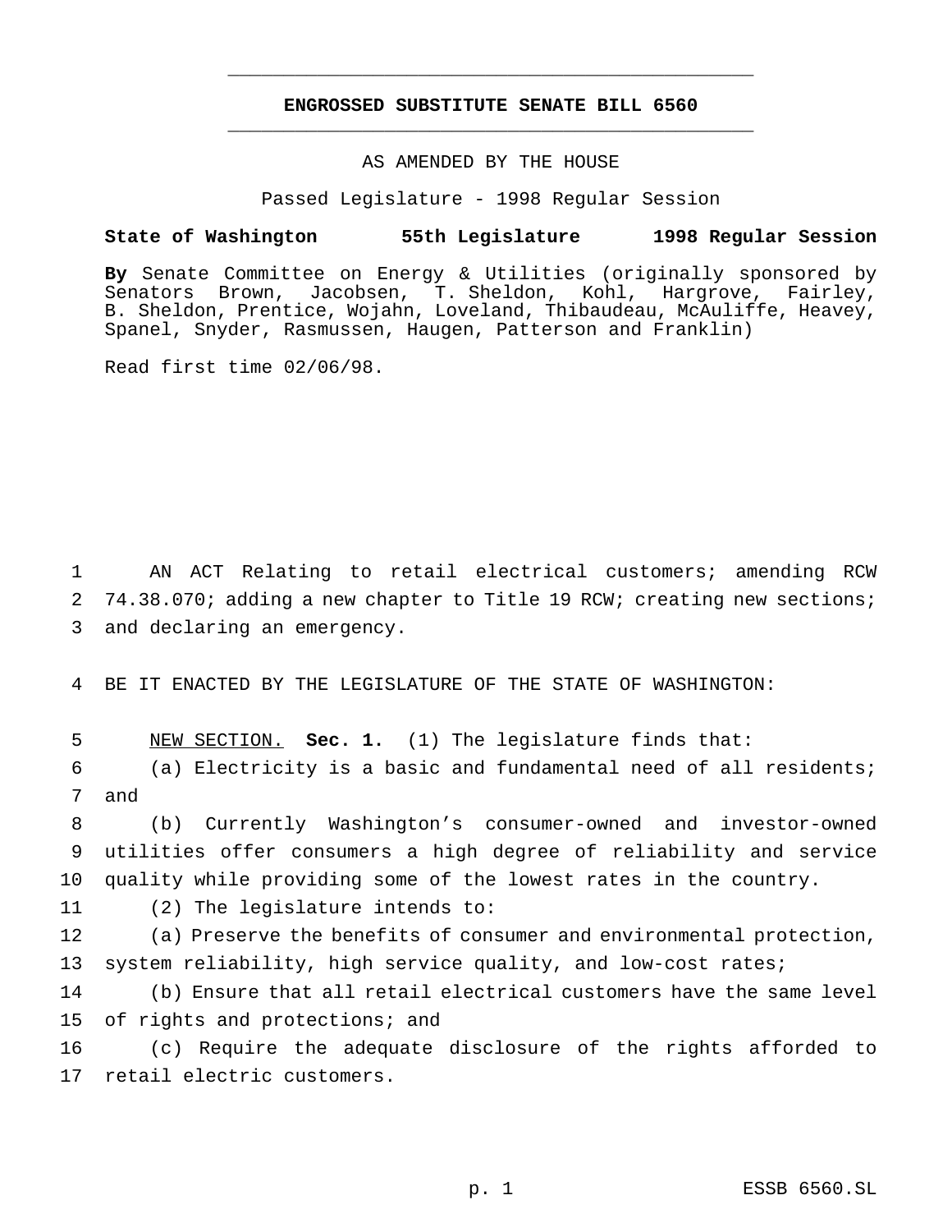# ENGROSSED SUBSTITUTE SENATE BILL 6560

AS AMENDED BY THE HOUSE

Passed Legislature - 1998 Regular Session

**State of Washington 55th Legislature 1998 Regular Session**

**By** Senate Committee on Energy & Utilities (originally sponsored by Senators Brown, Jacobsen, T. Sheldon, Kohl, Hargrove, Fairley, B. Sheldon, Prentice, Wojahn, Loveland, Thibaudeau, McAuliffe, Heavey, Spanel, Snyder, Rasmussen, Haugen, Patterson and Franklin)

Read first time 02/06/98.

AN ACT Relating to retail electrical customers; amending RCW 74.38.070; adding a new chapter to Title 19 RCW; creating new sections; and declaring an emergency.

BE IT ENACTED BY THE LEGISLATURE OF THE STATE OF WASHINGTON:

NEW SECTION. **Sec. 1.** (1) The legislature finds that:

(a) Electricity is a basic and fundamental need of all residents; and

(b) Currently Washington's consumer-owned and investor-owned utilities offer consumers a high degree of reliability and service quality while providing some of the lowest rates in the country.

(2) The legislature intends to:

(a) Preserve the benefits of consumer and environmental protection, system reliability, high service quality, and low-cost rates;

(b) Ensure that all retail electrical customers have the same level of rights and protections; and

(c) Require the adequate disclosure of the rights afforded to retail electric customers.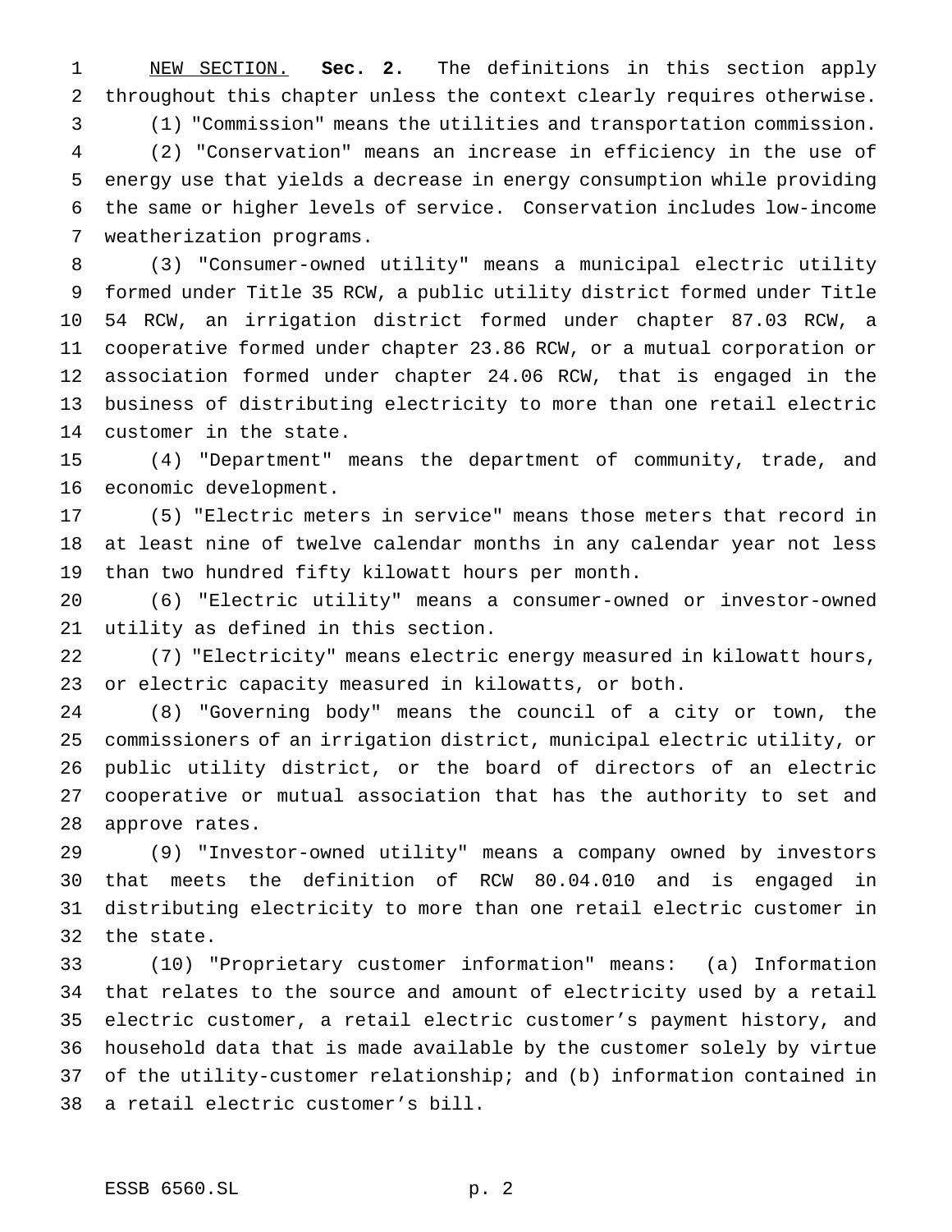NEW SECTION. **Sec. 2.** The definitions in this section apply throughout this chapter unless the context clearly requires otherwise.

(1) "Commission" means the utilities and transportation commission.

(2) "Conservation" means an increase in efficiency in the use of energy use that yields a decrease in energy consumption while providing the same or higher levels of service. Conservation includes low-income weatherization programs.

(3) "Consumer-owned utility" means a municipal electric utility formed under Title 35 RCW, a public utility district formed under Title 54 RCW, an irrigation district formed under chapter 87.03 RCW, a cooperative formed under chapter 23.86 RCW, or a mutual corporation or association formed under chapter 24.06 RCW, that is engaged in the business of distributing electricity to more than one retail electric customer in the state.

(4) "Department" means the department of community, trade, and economic development.

(5) "Electric meters in service" means those meters that record in at least nine of twelve calendar months in any calendar year not less than two hundred fifty kilowatt hours per month.

(6) "Electric utility" means a consumer-owned or investor-owned utility as defined in this section.

(7) "Electricity" means electric energy measured in kilowatt hours, or electric capacity measured in kilowatts, or both.

(8) "Governing body" means the council of a city or town, the commissioners of an irrigation district, municipal electric utility, or public utility district, or the board of directors of an electric cooperative or mutual association that has the authority to set and approve rates.

(9) "Investor-owned utility" means a company owned by investors that meets the definition of RCW 80.04.010 and is engaged in distributing electricity to more than one retail electric customer in the state.

(10) "Proprietary customer information" means: (a) Information that relates to the source and amount of electricity used by a retail electric customer, a retail electric customer's payment history, and household data that is made available by the customer solely by virtue of the utility-customer relationship; and (b) information contained in a retail electric customer's bill.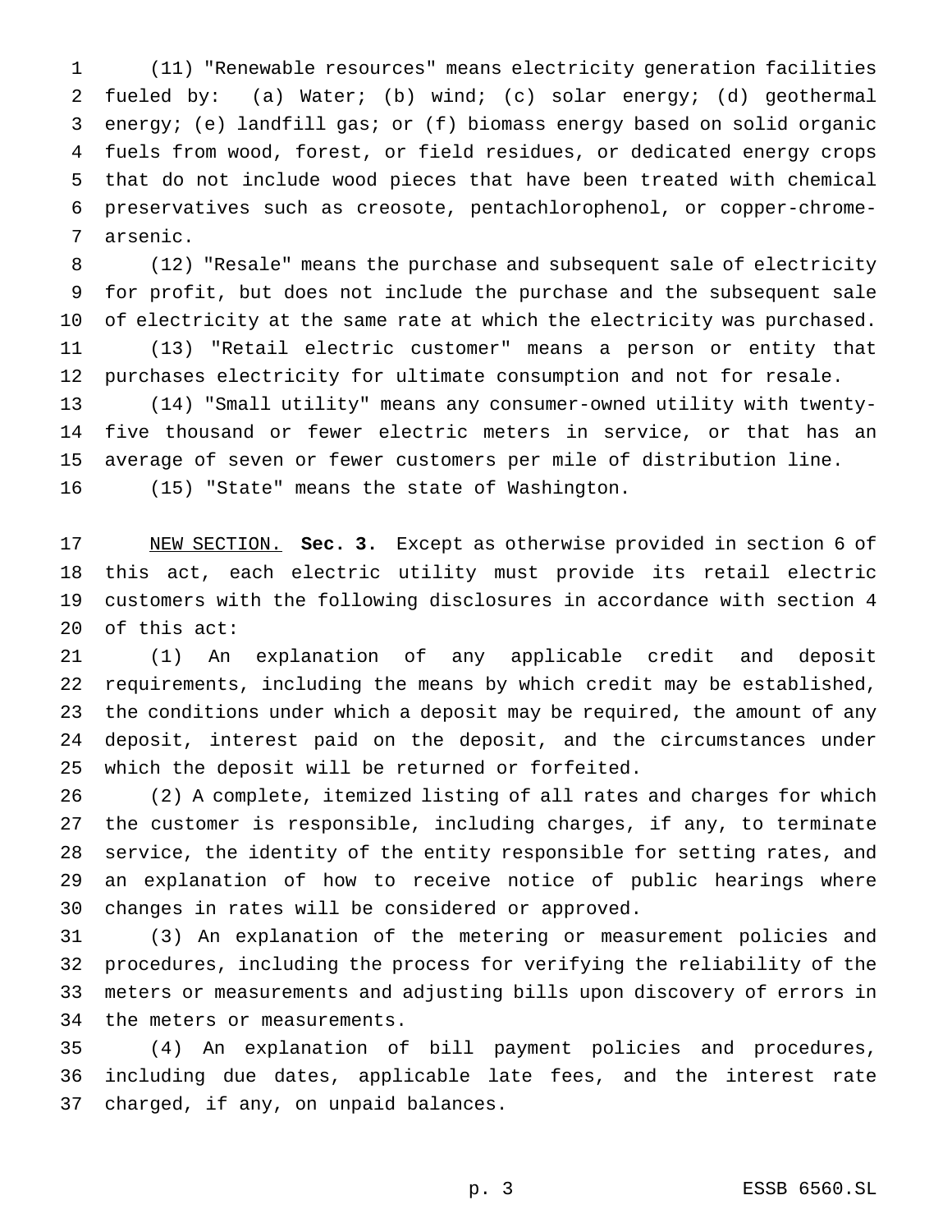(11) "Renewable resources" means electricity generation facilities fueled by: (a) Water; (b) wind; (c) solar energy; (d) geothermal energy; (e) landfill gas; or (f) biomass energy based on solid organic fuels from wood, forest, or field residues, or dedicated energy crops that do not include wood pieces that have been treated with chemical preservatives such as creosote, pentachlorophenol, or copper-chrome-arsenic.

(12) "Resale" means the purchase and subsequent sale of electricity for profit, but does not include the purchase and the subsequent sale of electricity at the same rate at which the electricity was purchased.

(13) "Retail electric customer" means a person or entity that purchases electricity for ultimate consumption and not for resale.

(14) "Small utility" means any consumer-owned utility with twenty-five thousand or fewer electric meters in service, or that has an average of seven or fewer customers per mile of distribution line.

(15) "State" means the state of Washington.

NEW SECTION. **Sec. 3.** Except as otherwise provided in section 6 of this act, each electric utility must provide its retail electric customers with the following disclosures in accordance with section 4 of this act:

(1) An explanation of any applicable credit and deposit requirements, including the means by which credit may be established, the conditions under which a deposit may be required, the amount of any deposit, interest paid on the deposit, and the circumstances under which the deposit will be returned or forfeited.

(2) A complete, itemized listing of all rates and charges for which the customer is responsible, including charges, if any, to terminate service, the identity of the entity responsible for setting rates, and an explanation of how to receive notice of public hearings where changes in rates will be considered or approved.

(3) An explanation of the metering or measurement policies and procedures, including the process for verifying the reliability of the meters or measurements and adjusting bills upon discovery of errors in the meters or measurements.

(4) An explanation of bill payment policies and procedures, including due dates, applicable late fees, and the interest rate charged, if any, on unpaid balances.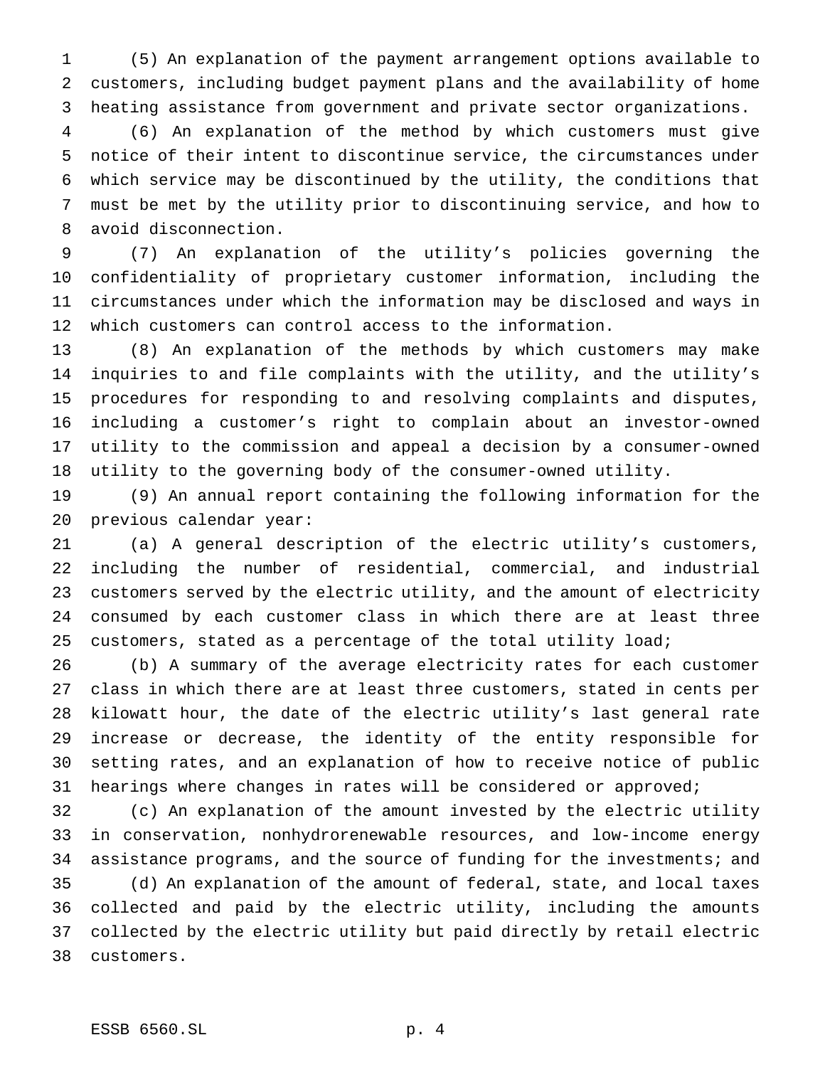(5) An explanation of the payment arrangement options available to customers, including budget payment plans and the availability of home heating assistance from government and private sector organizations.

(6) An explanation of the method by which customers must give notice of their intent to discontinue service, the circumstances under which service may be discontinued by the utility, the conditions that must be met by the utility prior to discontinuing service, and how to avoid disconnection.

(7) An explanation of the utility's policies governing the confidentiality of proprietary customer information, including the circumstances under which the information may be disclosed and ways in which customers can control access to the information.

(8) An explanation of the methods by which customers may make inquiries to and file complaints with the utility, and the utility's procedures for responding to and resolving complaints and disputes, including a customer's right to complain about an investor-owned utility to the commission and appeal a decision by a consumer-owned utility to the governing body of the consumer-owned utility.

(9) An annual report containing the following information for the previous calendar year:

(a) A general description of the electric utility's customers, including the number of residential, commercial, and industrial customers served by the electric utility, and the amount of electricity consumed by each customer class in which there are at least three customers, stated as a percentage of the total utility load;

(b) A summary of the average electricity rates for each customer class in which there are at least three customers, stated in cents per kilowatt hour, the date of the electric utility's last general rate increase or decrease, the identity of the entity responsible for setting rates, and an explanation of how to receive notice of public hearings where changes in rates will be considered or approved;

(c) An explanation of the amount invested by the electric utility in conservation, nonhydrorenewable resources, and low-income energy assistance programs, and the source of funding for the investments; and

(d) An explanation of the amount of federal, state, and local taxes collected and paid by the electric utility, including the amounts collected by the electric utility but paid directly by retail electric customers.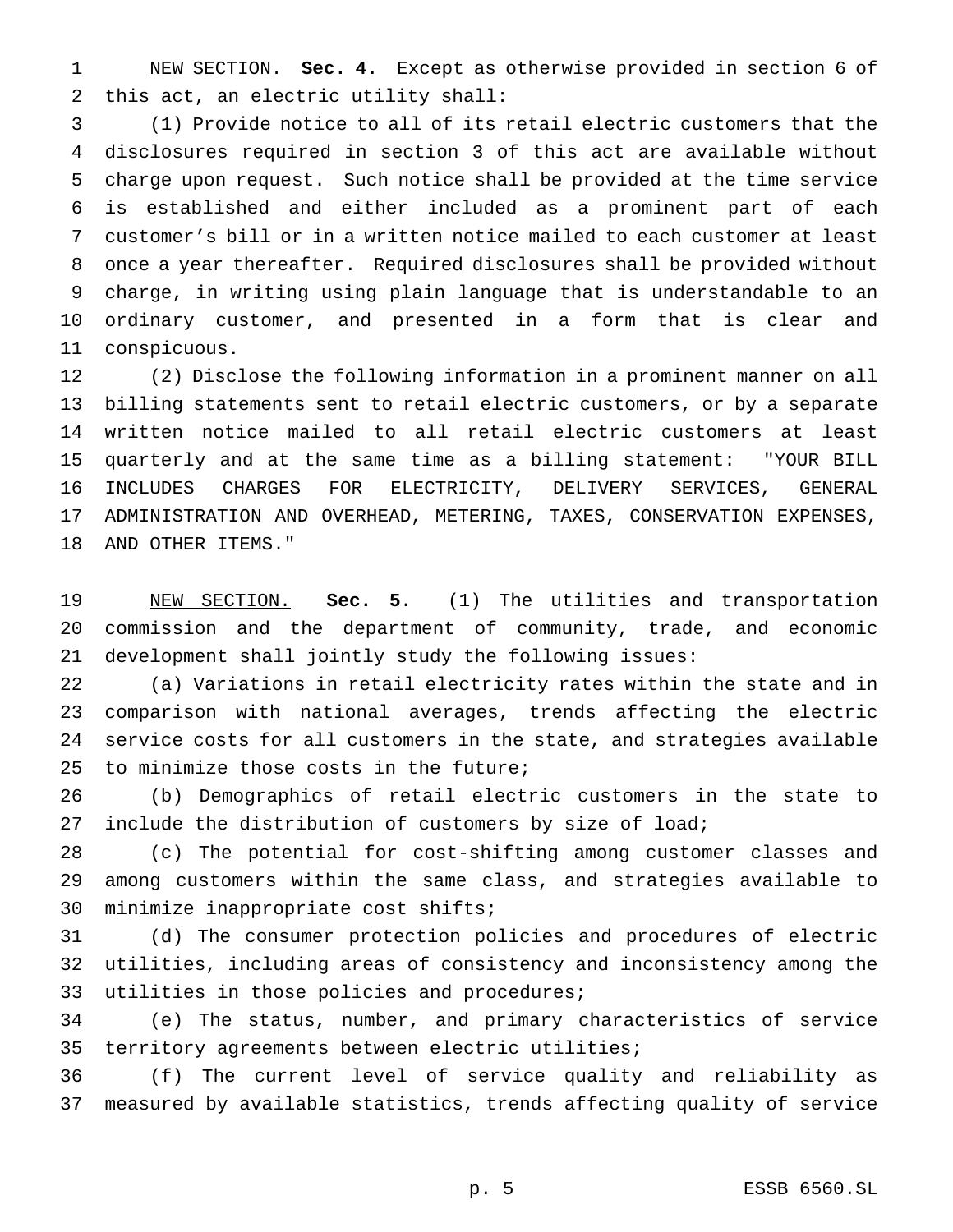NEW SECTION. **Sec. 4.** Except as otherwise provided in section 6 of this act, an electric utility shall:

(1) Provide notice to all of its retail electric customers that the disclosures required in section 3 of this act are available without charge upon request. Such notice shall be provided at the time service is established and either included as a prominent part of each customer's bill or in a written notice mailed to each customer at least once a year thereafter. Required disclosures shall be provided without charge, in writing using plain language that is understandable to an ordinary customer, and presented in a form that is clear and conspicuous.

(2) Disclose the following information in a prominent manner on all billing statements sent to retail electric customers, or by a separate written notice mailed to all retail electric customers at least quarterly and at the same time as a billing statement: "YOUR BILL INCLUDES CHARGES FOR ELECTRICITY, DELIVERY SERVICES, GENERAL ADMINISTRATION AND OVERHEAD, METERING, TAXES, CONSERVATION EXPENSES, AND OTHER ITEMS."

NEW SECTION. **Sec. 5.** (1) The utilities and transportation commission and the department of community, trade, and economic development shall jointly study the following issues:

(a) Variations in retail electricity rates within the state and in comparison with national averages, trends affecting the electric service costs for all customers in the state, and strategies available to minimize those costs in the future;

(b) Demographics of retail electric customers in the state to include the distribution of customers by size of load;

(c) The potential for cost-shifting among customer classes and among customers within the same class, and strategies available to minimize inappropriate cost shifts;

(d) The consumer protection policies and procedures of electric utilities, including areas of consistency and inconsistency among the utilities in those policies and procedures;

(e) The status, number, and primary characteristics of service territory agreements between electric utilities;

(f) The current level of service quality and reliability as measured by available statistics, trends affecting quality of service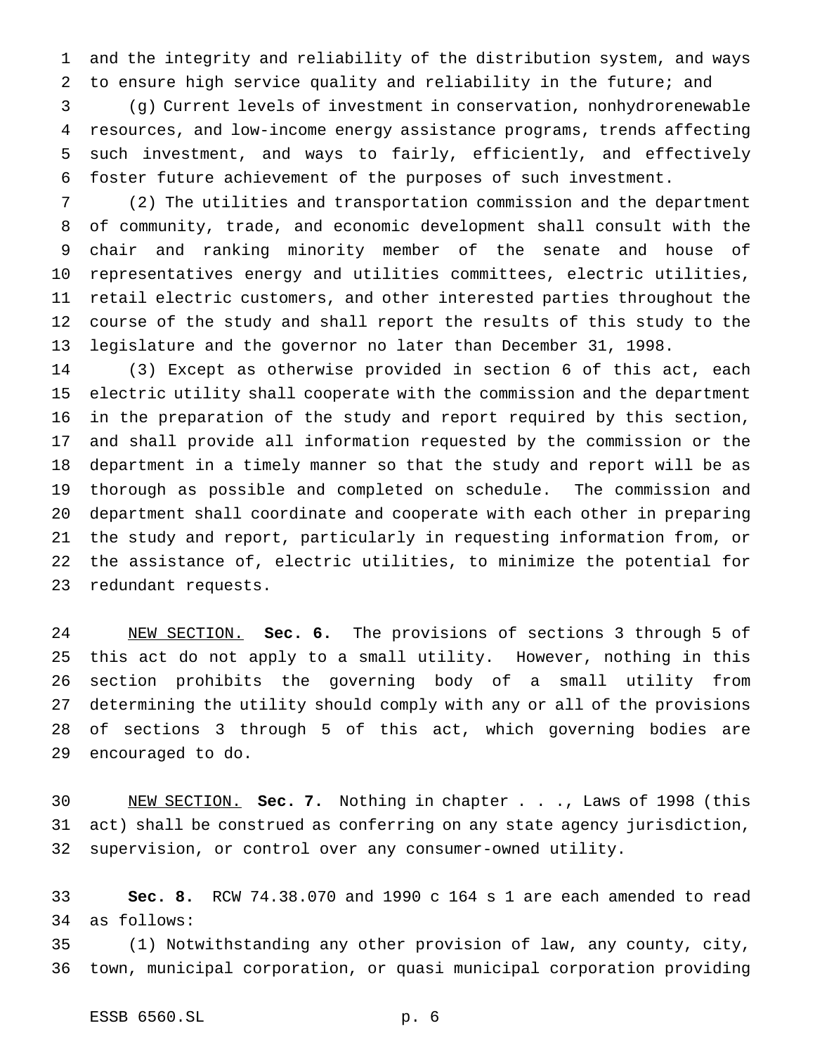and the integrity and reliability of the distribution system, and ways to ensure high service quality and reliability in the future; and

(g) Current levels of investment in conservation, nonhydrorenewable resources, and low-income energy assistance programs, trends affecting such investment, and ways to fairly, efficiently, and effectively foster future achievement of the purposes of such investment.

(2) The utilities and transportation commission and the department of community, trade, and economic development shall consult with the chair and ranking minority member of the senate and house of representatives energy and utilities committees, electric utilities, retail electric customers, and other interested parties throughout the course of the study and shall report the results of this study to the legislature and the governor no later than December 31, 1998.

(3) Except as otherwise provided in section 6 of this act, each electric utility shall cooperate with the commission and the department in the preparation of the study and report required by this section, and shall provide all information requested by the commission or the department in a timely manner so that the study and report will be as thorough as possible and completed on schedule. The commission and department shall coordinate and cooperate with each other in preparing the study and report, particularly in requesting information from, or the assistance of, electric utilities, to minimize the potential for redundant requests.

NEW SECTION. **Sec. 6.** The provisions of sections 3 through 5 of this act do not apply to a small utility. However, nothing in this section prohibits the governing body of a small utility from determining the utility should comply with any or all of the provisions of sections 3 through 5 of this act, which governing bodies are encouraged to do.

NEW SECTION. **Sec. 7.** Nothing in chapter . . ., Laws of 1998 (this act) shall be construed as conferring on any state agency jurisdiction, supervision, or control over any consumer-owned utility.

**Sec. 8.** RCW 74.38.070 and 1990 c 164 s 1 are each amended to read as follows:

(1) Notwithstanding any other provision of law, any county, city, town, municipal corporation, or quasi municipal corporation providing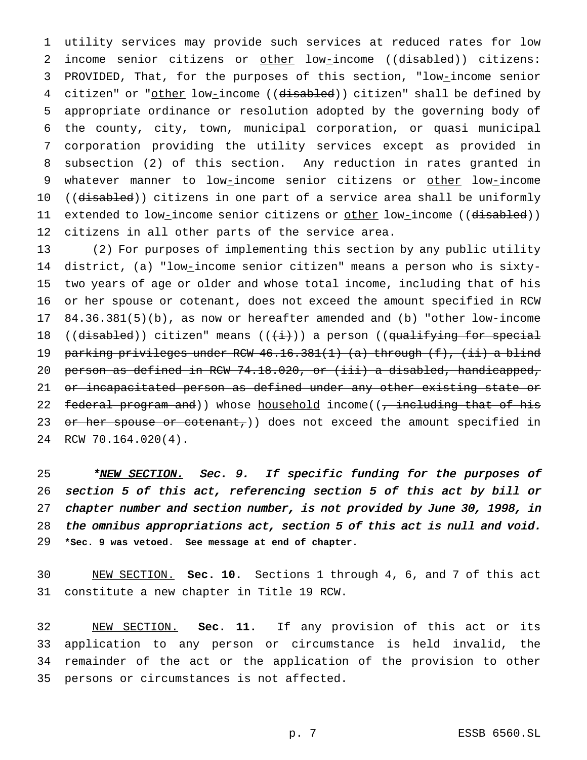utility services may provide such services at reduced rates for low income senior citizens or other low-income ((disabled)) citizens: PROVIDED, That, for the purposes of this section, "low-income senior citizen" or "other low-income ((disabled)) citizen" shall be defined by appropriate ordinance or resolution adopted by the governing body of the county, city, town, municipal corporation, or quasi municipal corporation providing the utility services except as provided in subsection (2) of this section. Any reduction in rates granted in whatever manner to low-income senior citizens or other low-income ((disabled)) citizens in one part of a service area shall be uniformly extended to low-income senior citizens or other low-income ((disabled)) citizens in all other parts of the service area.

(2) For purposes of implementing this section by any public utility district, (a) "low-income senior citizen" means a person who is sixty-two years of age or older and whose total income, including that of his or her spouse or cotenant, does not exceed the amount specified in RCW 84.36.381(5)(b), as now or hereafter amended and (b) "other low-income ((disabled)) citizen" means (((i))) a person ((qualifying for special parking privileges under RCW 46.16.381(1) (a) through (f), (ii) a blind person as defined in RCW 74.18.020, or (iii) a disabled, handicapped, or incapacitated person as defined under any other existing state or federal program and)) whose household income((, including that of his or her spouse or cotenant,)) does not exceed the amount specified in RCW 70.164.020(4).

*NEW SECTION. Sec. 9. *If specific funding for the purposes of section 5 of this act, referencing section 5 of this act by bill or chapter number and section number, is not provided by June 30, 1998, in the omnibus appropriations act, section 5 of this act is null and void.*

**\*Sec. 9 was vetoed. See message at end of chapter.**

NEW SECTION. **Sec. 10.** Sections 1 through 4, 6, and 7 of this act constitute a new chapter in Title 19 RCW.

NEW SECTION. **Sec. 11.** If any provision of this act or its application to any person or circumstance is held invalid, the remainder of the act or the application of the provision to other persons or circumstances is not affected.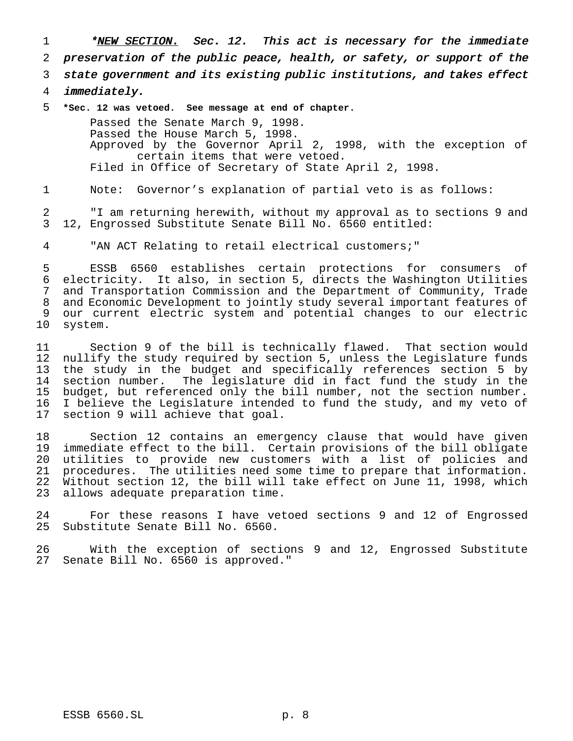*NEW SECTION. Sec. 12. This act is necessary for the immediate preservation of the public peace, health, or safety, or support of the state government and its existing public institutions, and takes effect immediately.*

**\*Sec. 12 was vetoed. See message at end of chapter.**

Passed the Senate March 9, 1998.
Passed the House March 5, 1998.
Approved by the Governor April 2, 1998, with the exception of certain items that were vetoed.
Filed in Office of Secretary of State April 2, 1998.

Note: Governor's explanation of partial veto is as follows:

"I am returning herewith, without my approval as to sections 9 and 12, Engrossed Substitute Senate Bill No. 6560 entitled:

"AN ACT Relating to retail electrical customers;"

ESSB 6560 establishes certain protections for consumers of electricity. It also, in section 5, directs the Washington Utilities and Transportation Commission and the Department of Community, Trade and Economic Development to jointly study several important features of our current electric system and potential changes to our electric system.

Section 9 of the bill is technically flawed. That section would nullify the study required by section 5, unless the Legislature funds the study in the budget and specifically references section 5 by section number. The legislature did in fact fund the study in the budget, but referenced only the bill number, not the section number. I believe the Legislature intended to fund the study, and my veto of section 9 will achieve that goal.

Section 12 contains an emergency clause that would have given immediate effect to the bill. Certain provisions of the bill obligate utilities to provide new customers with a list of policies and procedures. The utilities need some time to prepare that information. Without section 12, the bill will take effect on June 11, 1998, which allows adequate preparation time.

For these reasons I have vetoed sections 9 and 12 of Engrossed Substitute Senate Bill No. 6560.

With the exception of sections 9 and 12, Engrossed Substitute Senate Bill No. 6560 is approved."